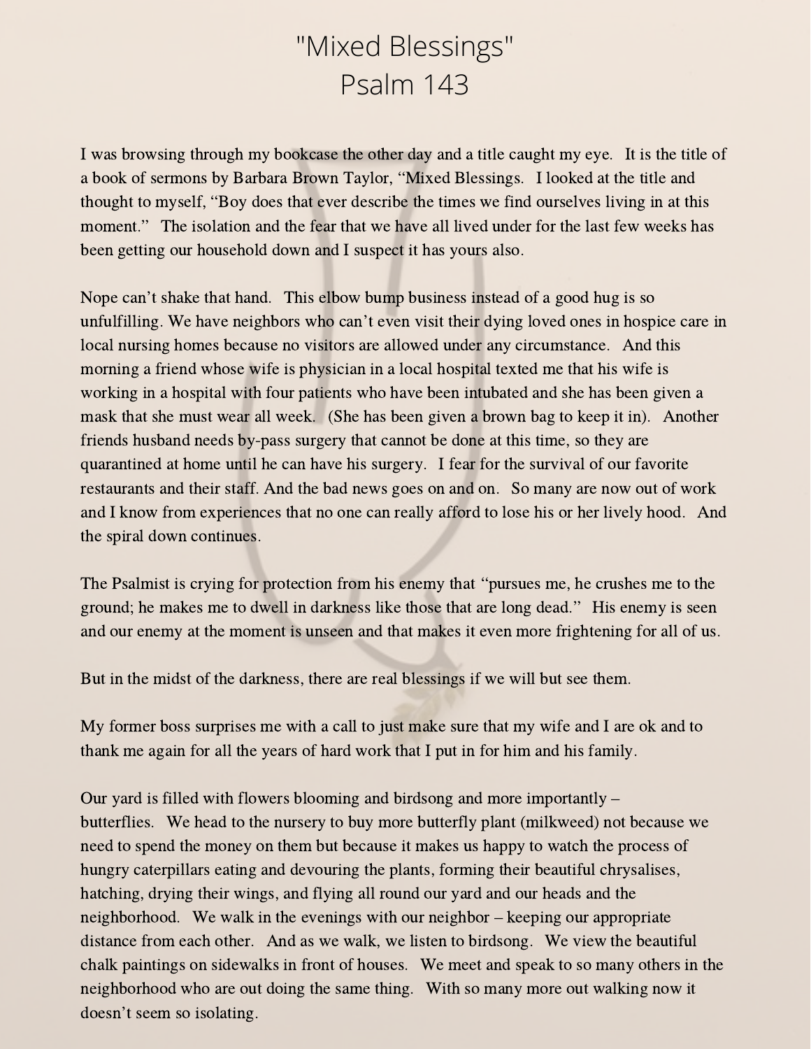# "Mixed Blessings"
# Psalm 143

I was browsing through my bookcase the other day and a title caught my eye. It is the title of a book of sermons by Barbara Brown Taylor, "Mixed Blessings. I looked at the title and thought to myself, "Boy does that ever describe the times we find ourselves living in at this moment." The isolation and the fear that we have all lived under for the last few weeks has been getting our household down and I suspect it has yours also.

Nope can't shake that hand. This elbow bump business instead of a good hug is so unfulfilling. We have neighbors who can't even visit their dying loved ones in hospice care in local nursing homes because no visitors are allowed under any circumstance. And this morning a friend whose wife is physician in a local hospital texted me that his wife is working in a hospital with four patients who have been intubated and she has been given a mask that she must wear all week. (She has been given a brown bag to keep it in). Another friends husband needs by-pass surgery that cannot be done at this time, so they are quarantined at home until he can have his surgery. I fear for the survival of our favorite restaurants and their staff. And the bad news goes on and on. So many are now out of work and I know from experiences that no one can really afford to lose his or her lively hood. And the spiral down continues.

The Psalmist is crying for protection from his enemy that "pursues me, he crushes me to the ground; he makes me to dwell in darkness like those that are long dead." His enemy is seen and our enemy at the moment is unseen and that makes it even more frightening for all of us.

But in the midst of the darkness, there are real blessings if we will but see them.

My former boss surprises me with a call to just make sure that my wife and I are ok and to thank me again for all the years of hard work that I put in for him and his family.

Our yard is filled with flowers blooming and birdsong and more importantly – butterflies. We head to the nursery to buy more butterfly plant (milkweed) not because we need to spend the money on them but because it makes us happy to watch the process of hungry caterpillars eating and devouring the plants, forming their beautiful chrysalises, hatching, drying their wings, and flying all round our yard and our heads and the neighborhood. We walk in the evenings with our neighbor – keeping our appropriate distance from each other. And as we walk, we listen to birdsong. We view the beautiful chalk paintings on sidewalks in front of houses. We meet and speak to so many others in the neighborhood who are out doing the same thing. With so many more out walking now it doesn't seem so isolating.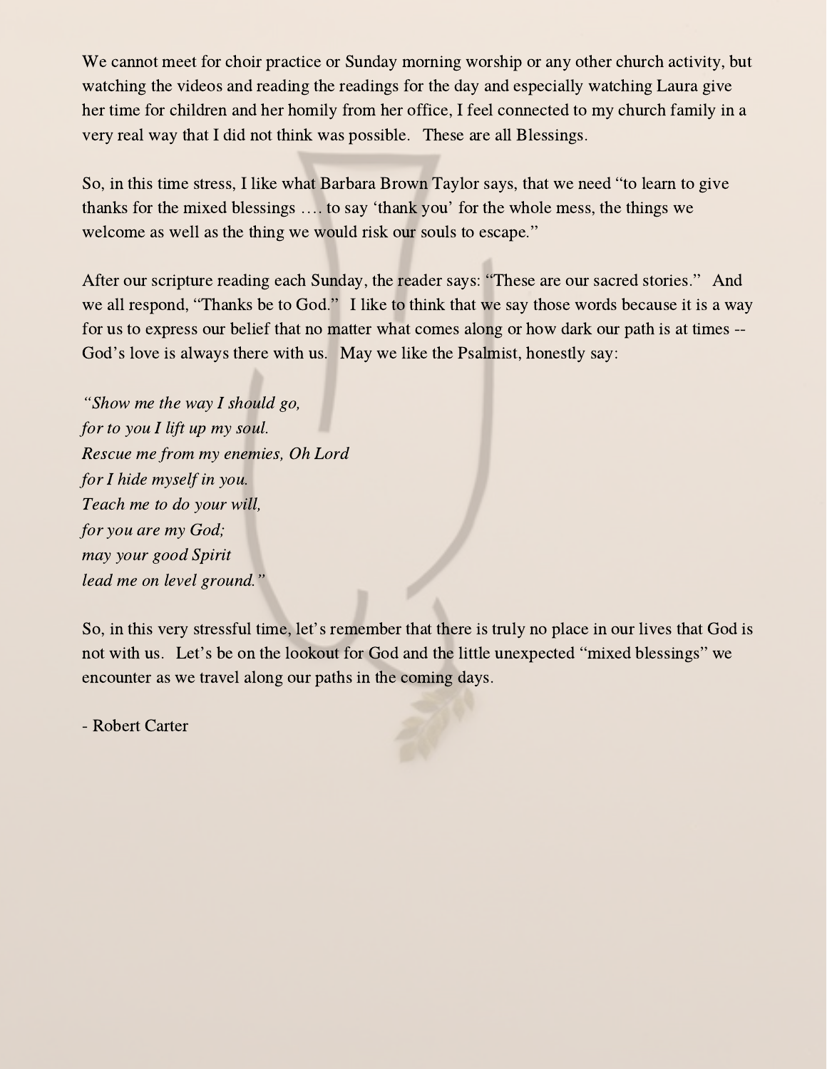We cannot meet for choir practice or Sunday morning worship or any other church activity, but watching the videos and reading the readings for the day and especially watching Laura give her time for children and her homily from her office, I feel connected to my church family in a very real way that I did not think was possible. These are all Blessings.

So, in this time stress, I like what Barbara Brown Taylor says, that we need "to learn to give thanks for the mixed blessings …. to say 'thank you' for the whole mess, the things we welcome as well as the thing we would risk our souls to escape."

After our scripture reading each Sunday, the reader says: "These are our sacred stories." And we all respond, "Thanks be to God." I like to think that we say those words because it is a way for us to express our belief that no matter what comes along or how dark our path is at times -- God's love is always there with us. May we like the Psalmist, honestly say:

*"Show me the way I should go,*
*for to you I lift up my soul.*
*Rescue me from my enemies, Oh Lord*
*for I hide myself in you.*
*Teach me to do your will,*
*for you are my God;*
*may your good Spirit*
*lead me on level ground."*

So, in this very stressful time, let's remember that there is truly no place in our lives that God is not with us. Let's be on the lookout for God and the little unexpected "mixed blessings" we encounter as we travel along our paths in the coming days.

- Robert Carter